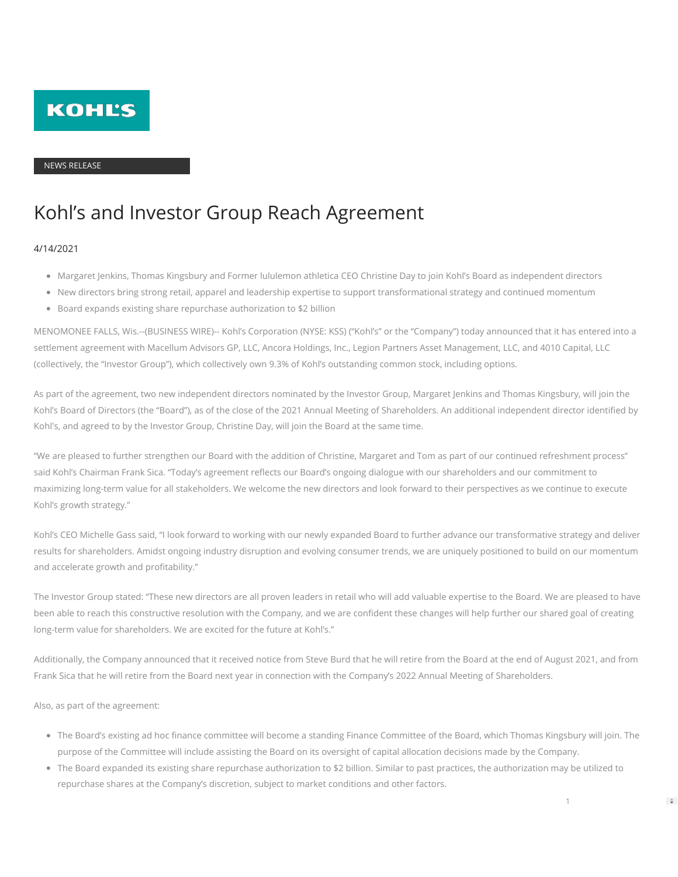KOHL'S

NEWS RELEASE

# Kohl's and Investor Group Reach Agreement

4/14/2021

- Margaret Jenkins, Thomas Kingsbury and Former lululemon athletica CEO Christine Day to join Kohl's Board as independent directors
- New directors bring strong retail, apparel and leadership expertise to support transformational strategy and continued momentum
- Board expands existing share repurchase authorization to $2 billion

MENOMONEE FALLS, Wis.--(BUSINESS WIRE)-- Kohl's Corporation (NYSE: KSS) ("Kohl's" or the "Company") today announced that it has entered into a settlement agreement with Macellum Advisors GP, LLC, Ancora Holdings, Inc., Legion Partners Asset Management, LLC, and 4010 Capital, LLC (collectively, the "Investor Group"), which collectively own 9.3% of Kohl's outstanding common stock, including options.

As part of the agreement, two new independent directors nominated by the Investor Group, Margaret Jenkins and Thomas Kingsbury, will join the Kohl's Board of Directors (the "Board"), as of the close of the 2021 Annual Meeting of Shareholders. An additional independent director identified by Kohl's, and agreed to by the Investor Group, Christine Day, will join the Board at the same time.

"We are pleased to further strengthen our Board with the addition of Christine, Margaret and Tom as part of our continued refreshment process" said Kohl's Chairman Frank Sica. "Today's agreement reflects our Board's ongoing dialogue with our shareholders and our commitment to maximizing long-term value for all stakeholders. We welcome the new directors and look forward to their perspectives as we continue to execute Kohl's growth strategy."

Kohl's CEO Michelle Gass said, "I look forward to working with our newly expanded Board to further advance our transformative strategy and deliver results for shareholders. Amidst ongoing industry disruption and evolving consumer trends, we are uniquely positioned to build on our momentum and accelerate growth and profitability."

The Investor Group stated: "These new directors are all proven leaders in retail who will add valuable expertise to the Board. We are pleased to have been able to reach this constructive resolution with the Company, and we are confident these changes will help further our shared goal of creating long-term value for shareholders. We are excited for the future at Kohl's."

Additionally, the Company announced that it received notice from Steve Burd that he will retire from the Board at the end of August 2021, and from Frank Sica that he will retire from the Board next year in connection with the Company's 2022 Annual Meeting of Shareholders.

Also, as part of the agreement:

- The Board's existing ad hoc finance committee will become a standing Finance Committee of the Board, which Thomas Kingsbury will join. The purpose of the Committee will include assisting the Board on its oversight of capital allocation decisions made by the Company.
- The Board expanded its existing share repurchase authorization to $2 billion. Similar to past practices, the authorization may be utilized to repurchase shares at the Company's discretion, subject to market conditions and other factors.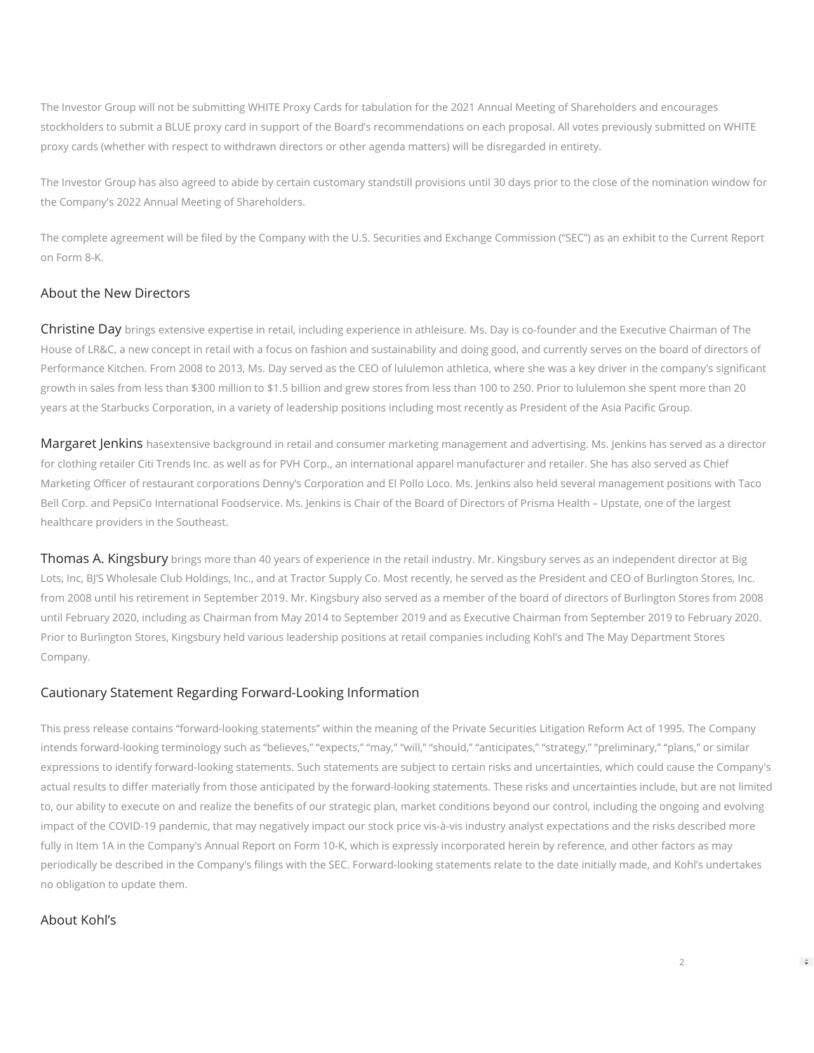The Investor Group will not be submitting WHITE Proxy Cards for tabulation for the 2021 Annual Meeting of Shareholders and encourages stockholders to submit a BLUE proxy card in support of the Board's recommendations on each proposal. All votes previously submitted on WHITE proxy cards (whether with respect to withdrawn directors or other agenda matters) will be disregarded in entirety.

The Investor Group has also agreed to abide by certain customary standstill provisions until 30 days prior to the close of the nomination window for the Company's 2022 Annual Meeting of Shareholders.

The complete agreement will be filed by the Company with the U.S. Securities and Exchange Commission ("SEC") as an exhibit to the Current Report on Form 8-K.

## About the New Directors

**Christine Day** brings extensive expertise in retail, including experience in athleisure. Ms. Day is co-founder and the Executive Chairman of The House of LR&C, a new concept in retail with a focus on fashion and sustainability and doing good, and currently serves on the board of directors of Performance Kitchen. From 2008 to 2013, Ms. Day served as the CEO of lululemon athletica, where she was a key driver in the company's significant growth in sales from less than $300 million to $1.5 billion and grew stores from less than 100 to 250. Prior to lululemon she spent more than 20 years at the Starbucks Corporation, in a variety of leadership positions including most recently as President of the Asia Pacific Group.

**Margaret Jenkins** hasextensive background in retail and consumer marketing management and advertising. Ms. Jenkins has served as a director for clothing retailer Citi Trends Inc. as well as for PVH Corp., an international apparel manufacturer and retailer. She has also served as Chief Marketing Officer of restaurant corporations Denny's Corporation and El Pollo Loco. Ms. Jenkins also held several management positions with Taco Bell Corp. and PepsiCo International Foodservice. Ms. Jenkins is Chair of the Board of Directors of Prisma Health – Upstate, one of the largest healthcare providers in the Southeast.

**Thomas A. Kingsbury** brings more than 40 years of experience in the retail industry. Mr. Kingsbury serves as an independent director at Big Lots, Inc, BJ'S Wholesale Club Holdings, Inc., and at Tractor Supply Co. Most recently, he served as the President and CEO of Burlington Stores, Inc. from 2008 until his retirement in September 2019. Mr. Kingsbury also served as a member of the board of directors of Burlington Stores from 2008 until February 2020, including as Chairman from May 2014 to September 2019 and as Executive Chairman from September 2019 to February 2020. Prior to Burlington Stores, Kingsbury held various leadership positions at retail companies including Kohl's and The May Department Stores Company.

## Cautionary Statement Regarding Forward-Looking Information

This press release contains "forward-looking statements" within the meaning of the Private Securities Litigation Reform Act of 1995. The Company intends forward-looking terminology such as "believes," "expects," "may," "will," "should," "anticipates," "strategy," "preliminary," "plans," or similar expressions to identify forward-looking statements. Such statements are subject to certain risks and uncertainties, which could cause the Company's actual results to differ materially from those anticipated by the forward-looking statements. These risks and uncertainties include, but are not limited to, our ability to execute on and realize the benefits of our strategic plan, market conditions beyond our control, including the ongoing and evolving impact of the COVID-19 pandemic, that may negatively impact our stock price vis-à-vis industry analyst expectations and the risks described more fully in Item 1A in the Company's Annual Report on Form 10-K, which is expressly incorporated herein by reference, and other factors as may periodically be described in the Company's filings with the SEC. Forward-looking statements relate to the date initially made, and Kohl's undertakes no obligation to update them.

## About Kohl's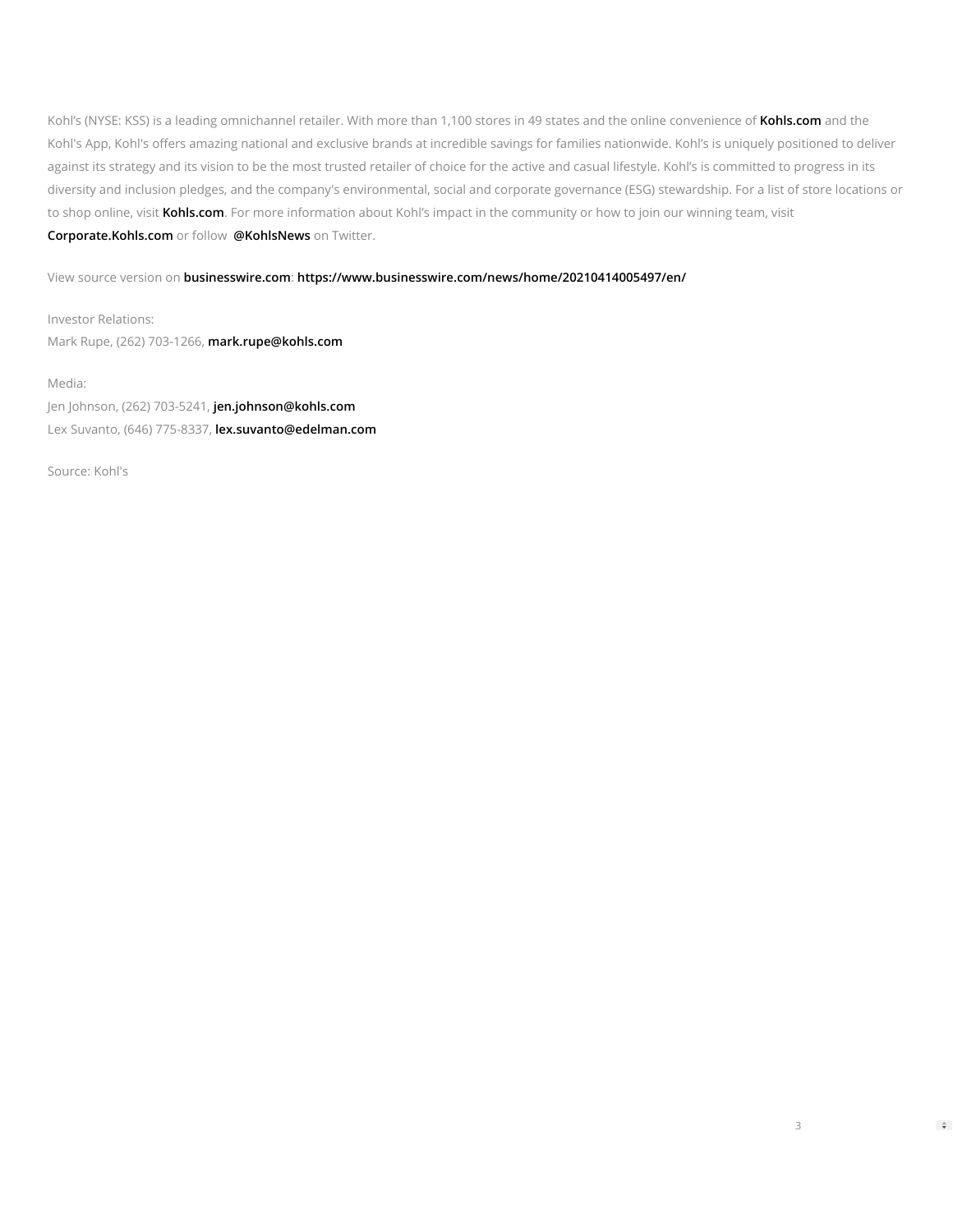Kohl's (NYSE: KSS) is a leading omnichannel retailer. With more than 1,100 stores in 49 states and the online convenience of **Kohls.com** and the Kohl's App, Kohl's offers amazing national and exclusive brands at incredible savings for families nationwide. Kohl's is uniquely positioned to deliver against its strategy and its vision to be the most trusted retailer of choice for the active and casual lifestyle. Kohl's is committed to progress in its diversity and inclusion pledges, and the company's environmental, social and corporate governance (ESG) stewardship. For a list of store locations or to shop online, visit **Kohls.com**. For more information about Kohl's impact in the community or how to join our winning team, visit **Corporate.Kohls.com** or follow **@KohlsNews** on Twitter.

View source version on **businesswire.com**: **https://www.businesswire.com/news/home/20210414005497/en/**

Investor Relations:
Mark Rupe, (262) 703-1266, **mark.rupe@kohls.com**

Media:
Jen Johnson, (262) 703-5241, **jen.johnson@kohls.com**
Lex Suvanto, (646) 775-8337, **lex.suvanto@edelman.com**

Source: Kohl's